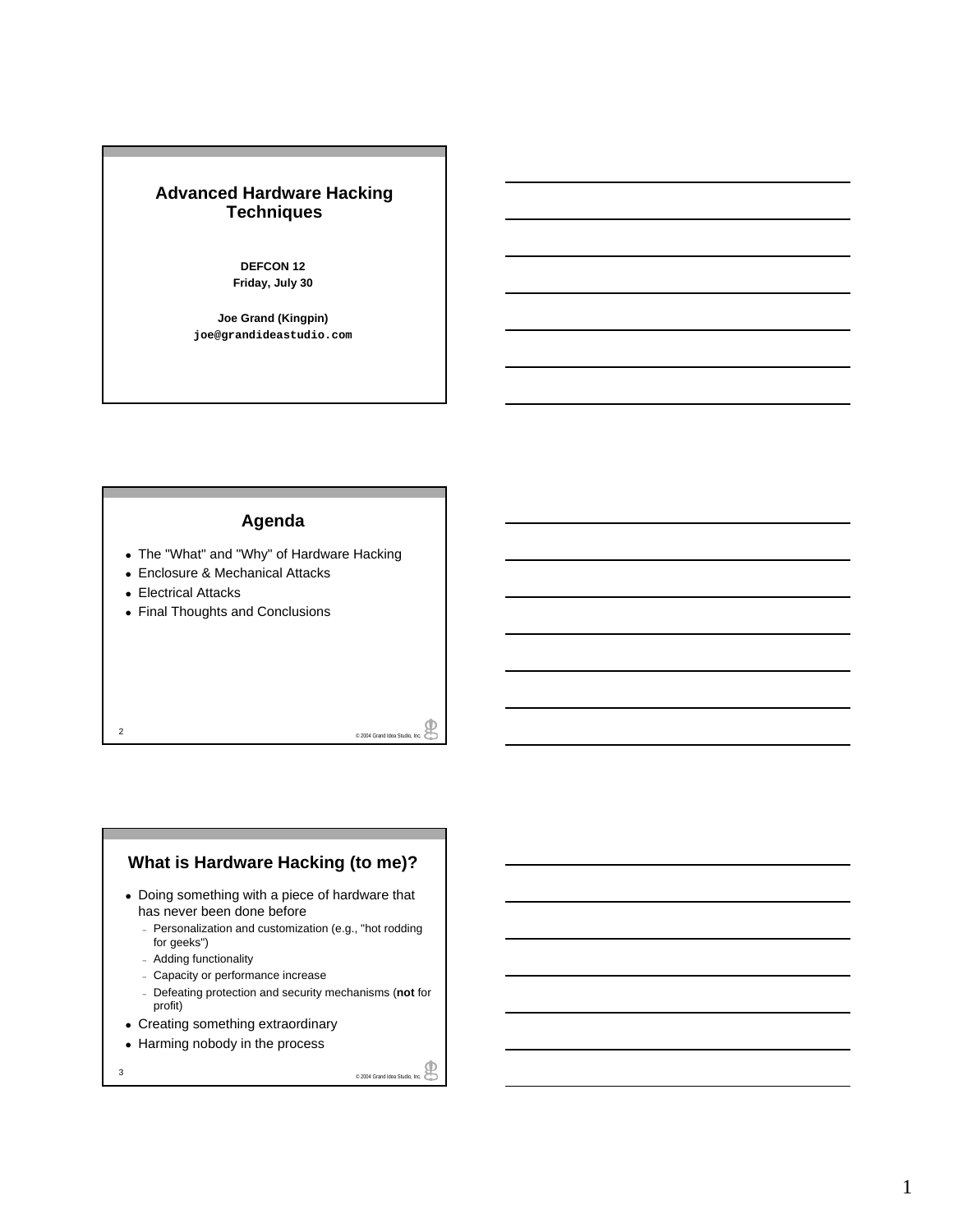# Advanced Hardware Hacking Techniques

**DEFCON 12**
**Friday, July 30**

**Joe Grand (Kingpin)**
`joe@grandideastudio.com`

## Agenda

- The "What" and "Why" of Hardware Hacking
- Enclosure & Mechanical Attacks
- Electrical Attacks
- Final Thoughts and Conclusions

© 2004 Grand Idea Studio, Inc.

## What is Hardware Hacking (to me)?

- Doing something with a piece of hardware that has never been done before
  - Personalization and customization (e.g., "hot rodding for geeks")
  - Adding functionality
  - Capacity or performance increase
  - Defeating protection and security mechanisms (**not** for profit)
- Creating something extraordinary
- Harming nobody in the process

© 2004 Grand Idea Studio, Inc.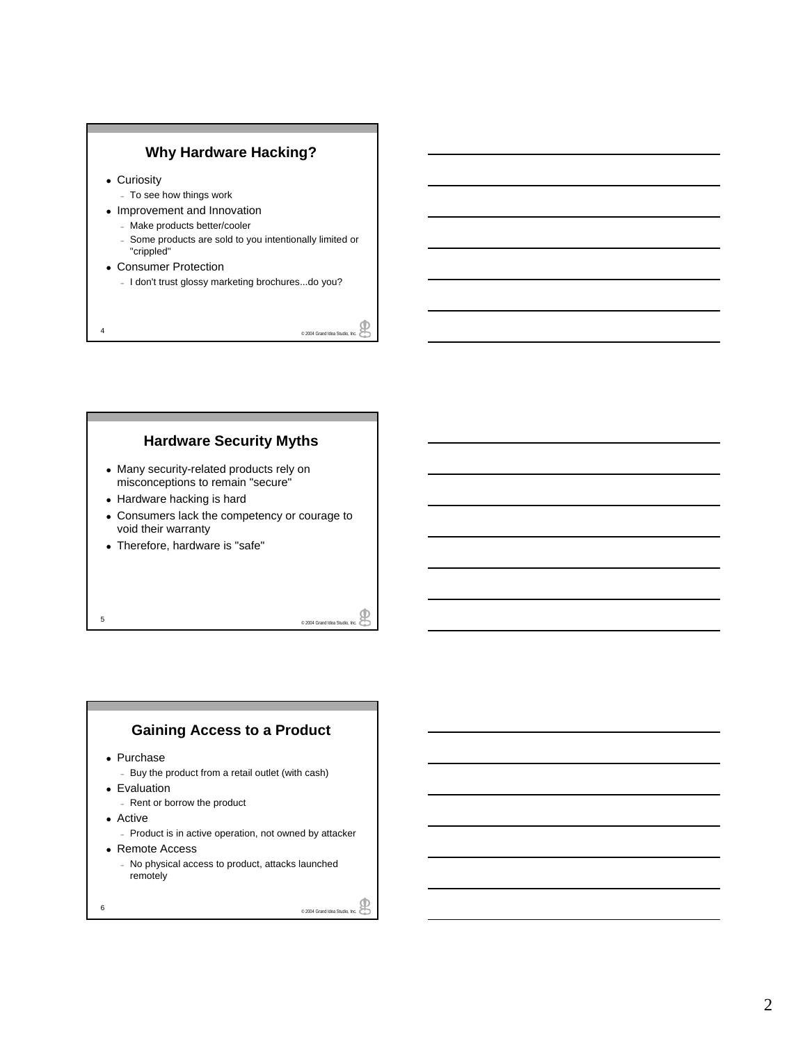## Why Hardware Hacking?

- Curiosity
  - To see how things work
- Improvement and Innovation
  - Make products better/cooler
  - Some products are sold to you intentionally limited or "crippled"
- Consumer Protection
  - I don't trust glossy marketing brochures...do you?

© 2004 Grand Idea Studio, Inc.

## Hardware Security Myths

- Many security-related products rely on misconceptions to remain "secure"
- Hardware hacking is hard
- Consumers lack the competency or courage to void their warranty
- Therefore, hardware is "safe"

© 2004 Grand Idea Studio, Inc.

## Gaining Access to a Product

- Purchase
  - Buy the product from a retail outlet (with cash)
- Evaluation
  - Rent or borrow the product
- Active
  - Product is in active operation, not owned by attacker
- Remote Access
  - No physical access to product, attacks launched remotely

© 2004 Grand Idea Studio, Inc.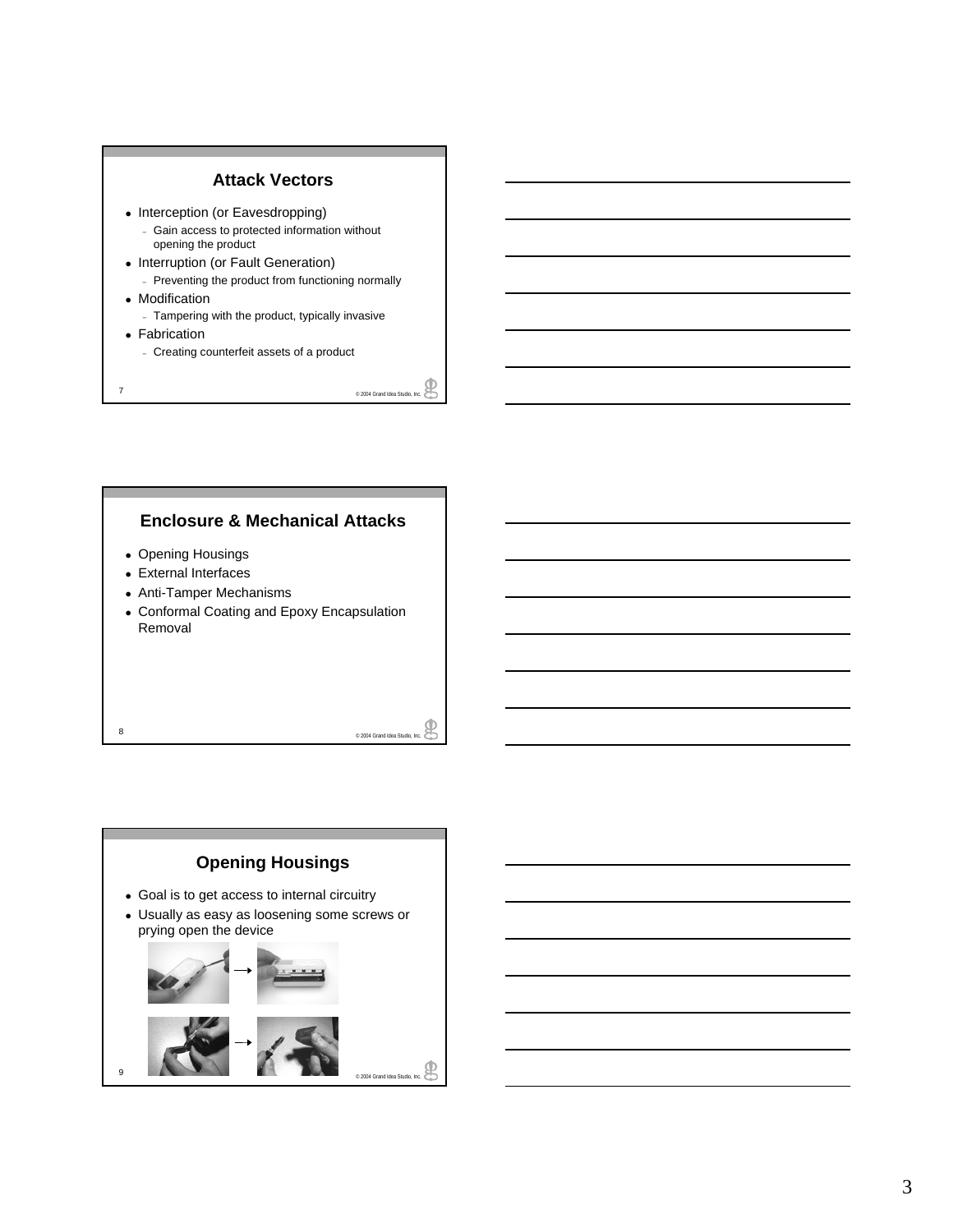## Attack Vectors

- Interception (or Eavesdropping)
  - Gain access to protected information without opening the product
- Interruption (or Fault Generation)
  - Preventing the product from functioning normally
- Modification
  - Tampering with the product, typically invasive
- Fabrication
  - Creating counterfeit assets of a product

© 2004 Grand Idea Studio, Inc.

## Enclosure & Mechanical Attacks

- Opening Housings
- External Interfaces
- Anti-Tamper Mechanisms
- Conformal Coating and Epoxy Encapsulation Removal

© 2004 Grand Idea Studio, Inc.

## Opening Housings

- Goal is to get access to internal circuitry
- Usually as easy as loosening some screws or prying open the device

© 2004 Grand Idea Studio, Inc.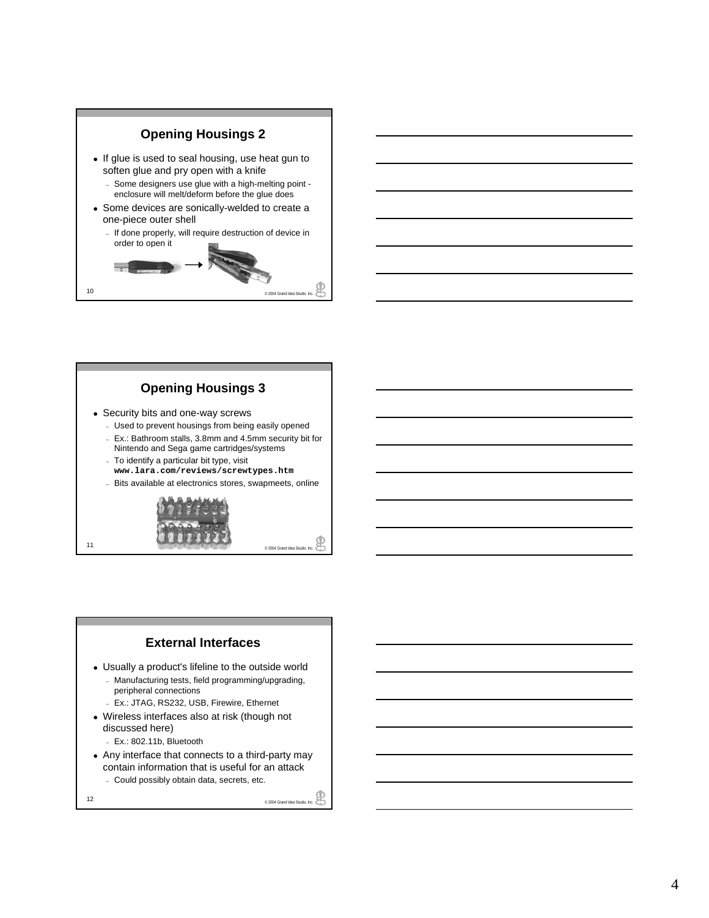## Opening Housings 2

- If glue is used to seal housing, use heat gun to soften glue and pry open with a knife
  - Some designers use glue with a high-melting point - enclosure will melt/deform before the glue does
- Some devices are sonically-welded to create a one-piece outer shell
  - If done properly, will require destruction of device in order to open it

## Opening Housings 3

- Security bits and one-way screws
  - Used to prevent housings from being easily opened
  - Ex.: Bathroom stalls, 3.8mm and 4.5mm security bit for Nintendo and Sega game cartridges/systems
  - To identify a particular bit type, visit **`www.lara.com/reviews/screwtypes.htm`**
  - Bits available at electronics stores, swapmeets, online

## External Interfaces

- Usually a product's lifeline to the outside world
  - Manufacturing tests, field programming/upgrading, peripheral connections
  - Ex.: JTAG, RS232, USB, Firewire, Ethernet
- Wireless interfaces also at risk (though not discussed here)
  - Ex.: 802.11b, Bluetooth
- Any interface that connects to a third-party may contain information that is useful for an attack
  - Could possibly obtain data, secrets, etc.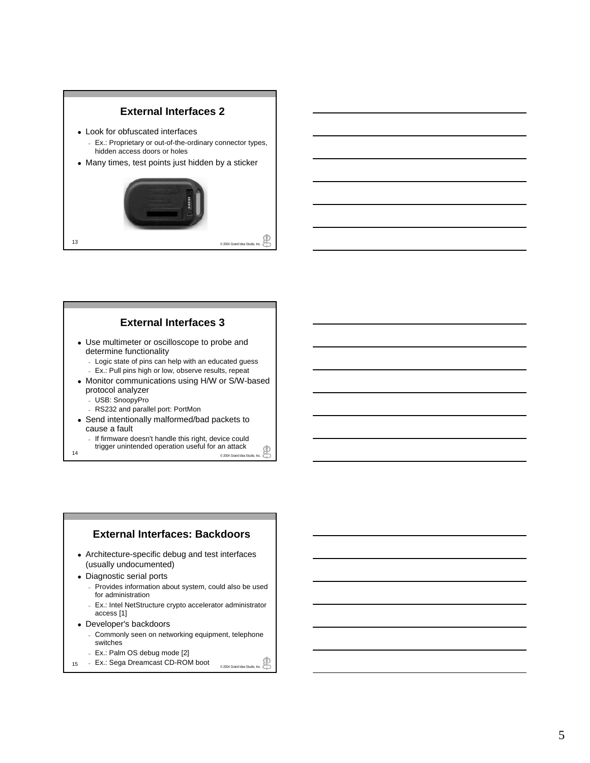## External Interfaces 2

- Look for obfuscated interfaces
  - Ex.: Proprietary or out-of-the-ordinary connector types, hidden access doors or holes
- Many times, test points just hidden by a sticker

## External Interfaces 3

- Use multimeter or oscilloscope to probe and determine functionality
  - Logic state of pins can help with an educated guess
  - Ex.: Pull pins high or low, observe results, repeat
- Monitor communications using H/W or S/W-based protocol analyzer
  - USB: SnoopyPro
  - RS232 and parallel port: PortMon
- Send intentionally malformed/bad packets to cause a fault
  - If firmware doesn't handle this right, device could trigger unintended operation useful for an attack

## External Interfaces: Backdoors

- Architecture-specific debug and test interfaces (usually undocumented)
- Diagnostic serial ports
  - Provides information about system, could also be used for administration
  - Ex.: Intel NetStructure crypto accelerator administrator access [1]
- Developer's backdoors
  - Commonly seen on networking equipment, telephone switches
  - Ex.: Palm OS debug mode [2]
  - Ex.: Sega Dreamcast CD-ROM boot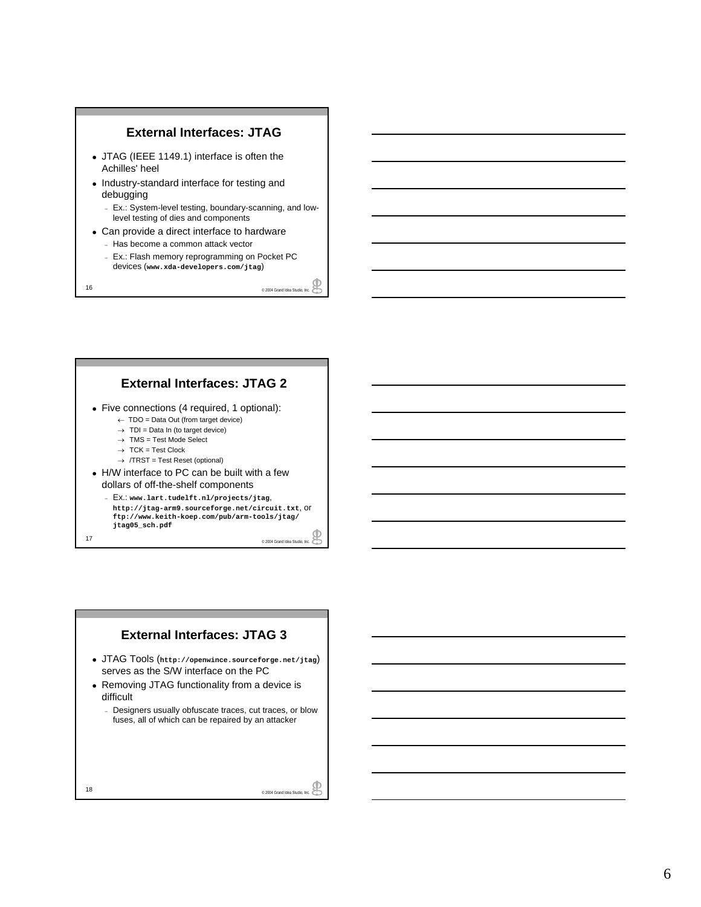## External Interfaces: JTAG

- JTAG (IEEE 1149.1) interface is often the Achilles' heel
- Industry-standard interface for testing and debugging
  - Ex.: System-level testing, boundary-scanning, and low-level testing of dies and components
- Can provide a direct interface to hardware
  - Has become a common attack vector
  - Ex.: Flash memory reprogramming on Pocket PC devices (**`www.xda-developers.com/jtag`**)

© 2004 Grand Idea Studio, Inc.

## External Interfaces: JTAG 2

- Five connections (4 required, 1 optional):
  - ← TDO = Data Out (from target device)
  - → TDI = Data In (to target device)
  - → TMS = Test Mode Select
  - → TCK = Test Clock
  - → /TRST = Test Reset (optional)
- H/W interface to PC can be built with a few dollars of off-the-shelf components
  - Ex.: **`www.lart.tudelft.nl/projects/jtag`**, **`http://jtag-arm9.sourceforge.net/circuit.txt`**, or **`ftp://www.keith-koep.com/pub/arm-tools/jtag/jtag05_sch.pdf`**

© 2004 Grand Idea Studio, Inc.

## External Interfaces: JTAG 3

- JTAG Tools (**`http://openwince.sourceforge.net/jtag`**) serves as the S/W interface on the PC
- Removing JTAG functionality from a device is difficult
  - Designers usually obfuscate traces, cut traces, or blow fuses, all of which can be repaired by an attacker

© 2004 Grand Idea Studio, Inc.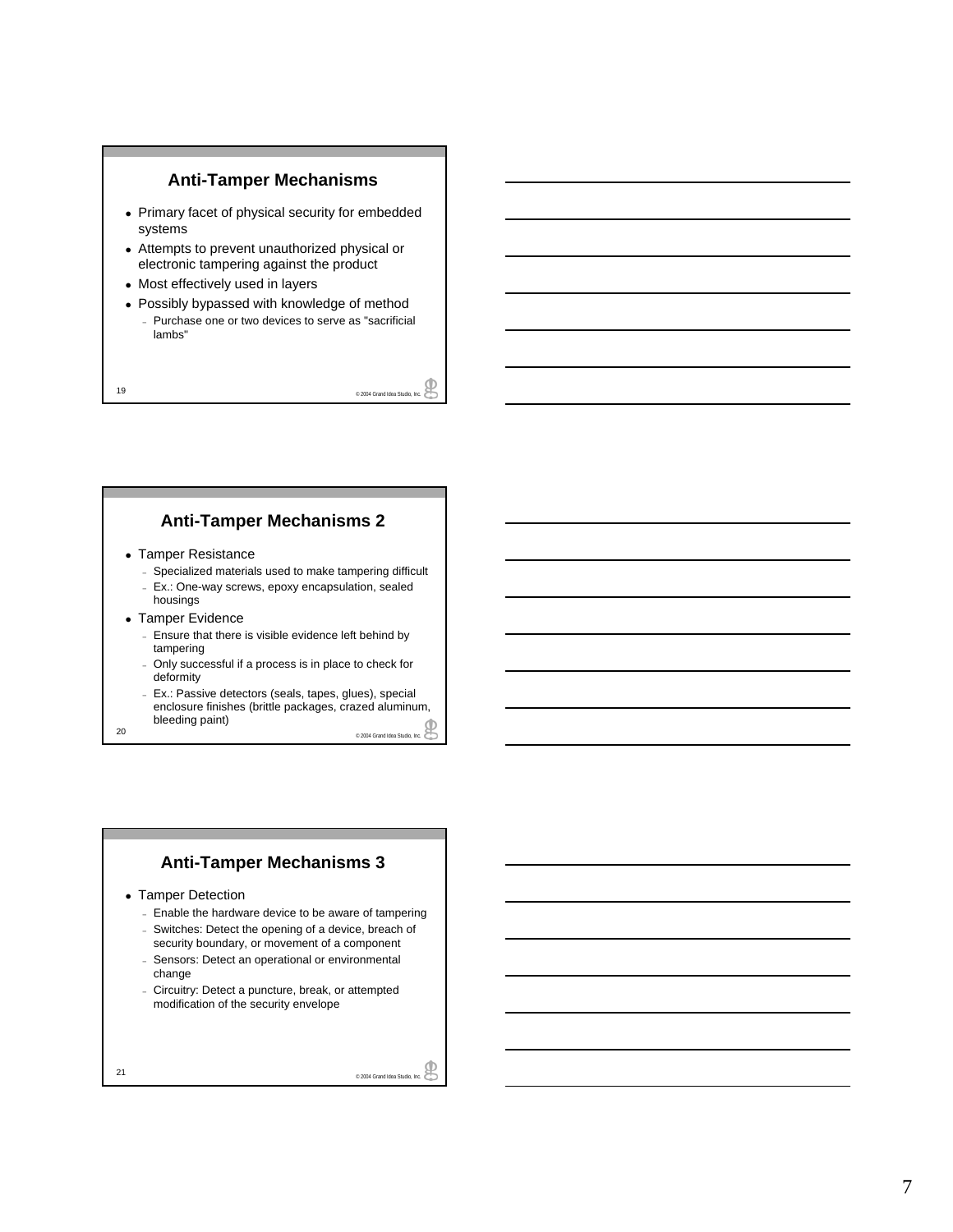## Anti-Tamper Mechanisms

- Primary facet of physical security for embedded systems
- Attempts to prevent unauthorized physical or electronic tampering against the product
- Most effectively used in layers
- Possibly bypassed with knowledge of method
  - Purchase one or two devices to serve as "sacrificial lambs"

## Anti-Tamper Mechanisms 2

- Tamper Resistance
  - Specialized materials used to make tampering difficult
  - Ex.: One-way screws, epoxy encapsulation, sealed housings
- Tamper Evidence
  - Ensure that there is visible evidence left behind by tampering
  - Only successful if a process is in place to check for deformity
  - Ex.: Passive detectors (seals, tapes, glues), special enclosure finishes (brittle packages, crazed aluminum, bleeding paint)

## Anti-Tamper Mechanisms 3

- Tamper Detection
  - Enable the hardware device to be aware of tampering
  - Switches: Detect the opening of a device, breach of security boundary, or movement of a component
  - Sensors: Detect an operational or environmental change
  - Circuitry: Detect a puncture, break, or attempted modification of the security envelope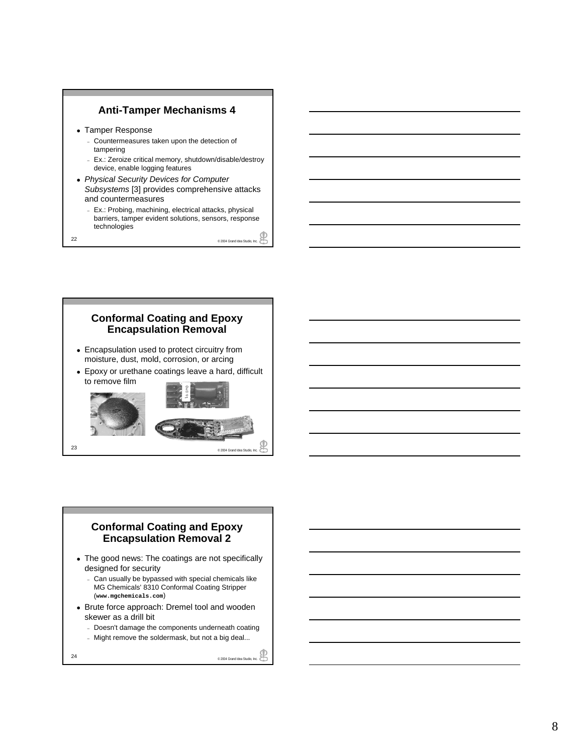## Anti-Tamper Mechanisms 4

- Tamper Response
  - Countermeasures taken upon the detection of tampering
  - Ex.: Zeroize critical memory, shutdown/disable/destroy device, enable logging features
- *Physical Security Devices for Computer Subsystems* [3] provides comprehensive attacks and countermeasures
  - Ex.: Probing, machining, electrical attacks, physical barriers, tamper evident solutions, sensors, response technologies

## Conformal Coating and Epoxy Encapsulation Removal

- Encapsulation used to protect circuitry from moisture, dust, mold, corrosion, or arcing
- Epoxy or urethane coatings leave a hard, difficult to remove film

## Conformal Coating and Epoxy Encapsulation Removal 2

- The good news: The coatings are not specifically designed for security
  - Can usually be bypassed with special chemicals like MG Chemicals' 8310 Conformal Coating Stripper (`www.mgchemicals.com`)
- Brute force approach: Dremel tool and wooden skewer as a drill bit
  - Doesn't damage the components underneath coating
  - Might remove the soldermask, but not a big deal...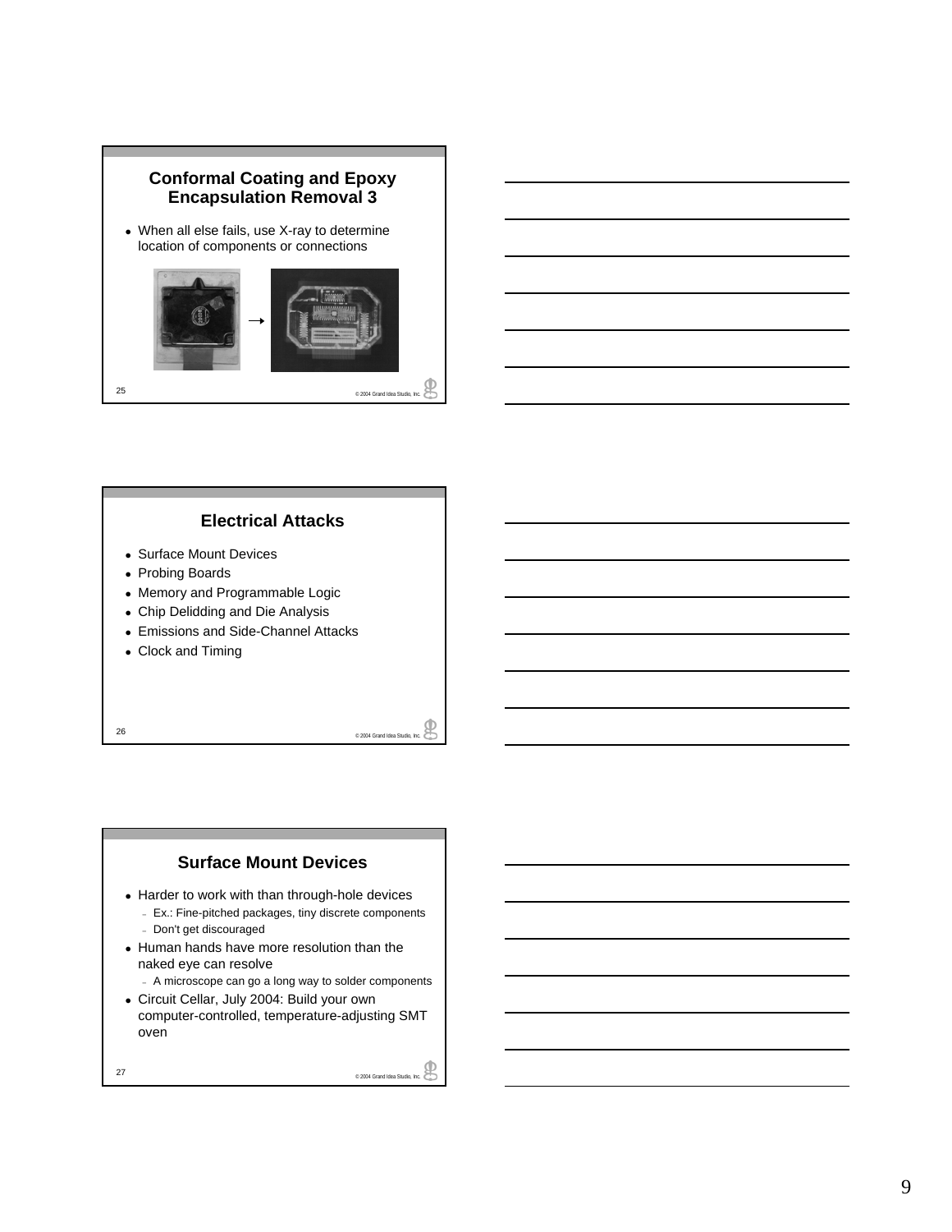## Conformal Coating and Epoxy Encapsulation Removal 3

- When all else fails, use X-ray to determine location of components or connections

25

© 2004 Grand Idea Studio, Inc.

## Electrical Attacks

- Surface Mount Devices
- Probing Boards
- Memory and Programmable Logic
- Chip Delidding and Die Analysis
- Emissions and Side-Channel Attacks
- Clock and Timing

26

© 2004 Grand Idea Studio, Inc.

## Surface Mount Devices

- Harder to work with than through-hole devices
  - Ex.: Fine-pitched packages, tiny discrete components
  - Don't get discouraged
- Human hands have more resolution than the naked eye can resolve
  - A microscope can go a long way to solder components
- Circuit Cellar, July 2004: Build your own computer-controlled, temperature-adjusting SMT oven

27

© 2004 Grand Idea Studio, Inc.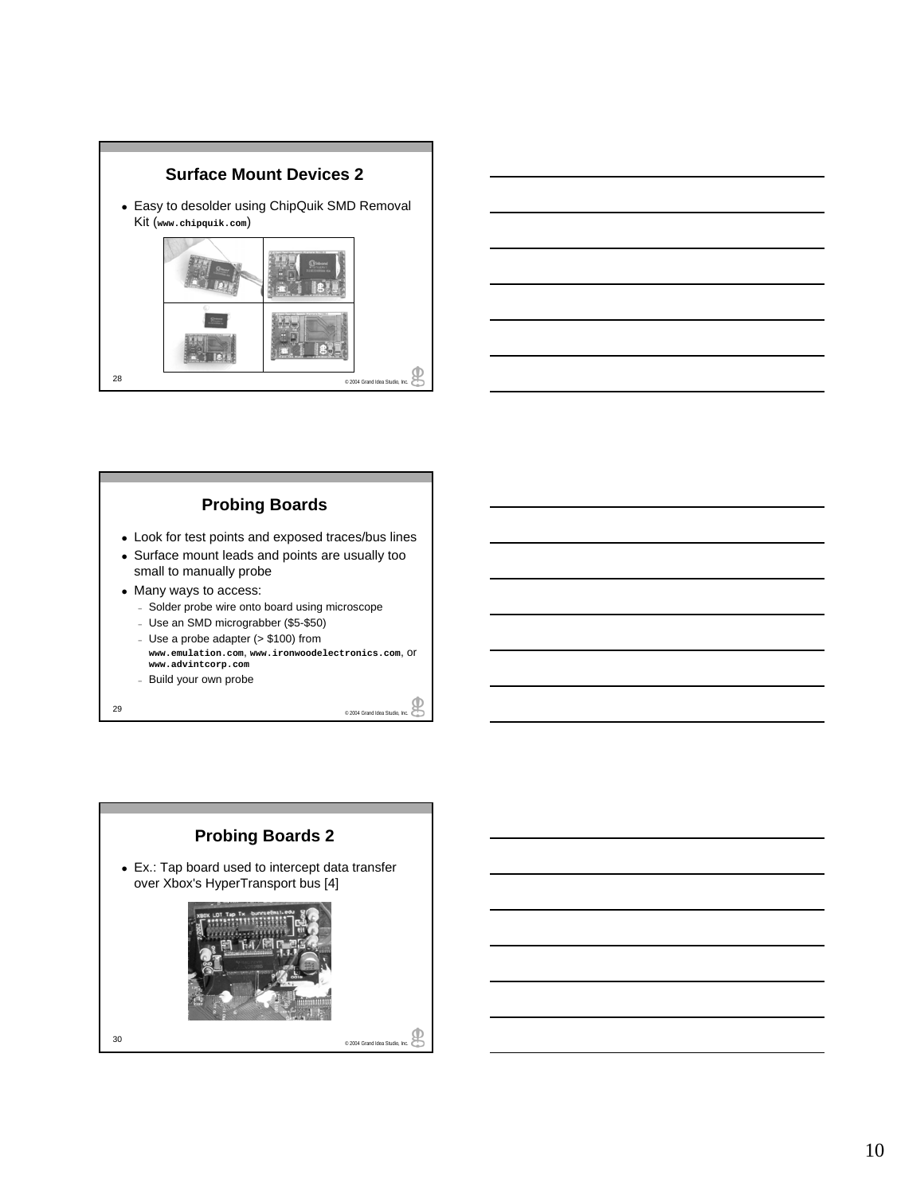## Surface Mount Devices 2

- Easy to desolder using ChipQuik SMD Removal Kit (**www.chipquik.com**)

## Probing Boards

- Look for test points and exposed traces/bus lines
- Surface mount leads and points are usually too small to manually probe
- Many ways to access:
  - Solder probe wire onto board using microscope
  - Use an SMD micrograbber ($5-$50)
  - Use a probe adapter (> $100) from **www.emulation.com**, **www.ironwoodelectronics.com**, or **www.advintcorp.com**
  - Build your own probe

## Probing Boards 2

- Ex.: Tap board used to intercept data transfer over Xbox's HyperTransport bus [4]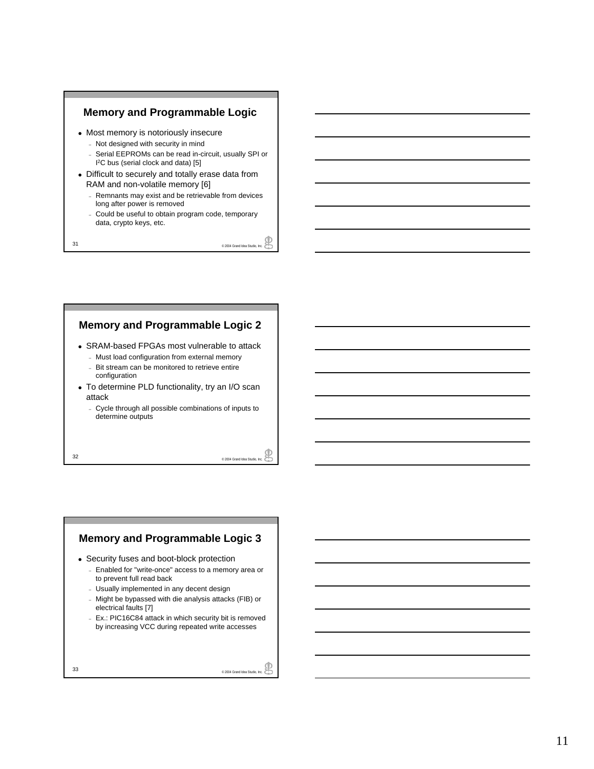## Memory and Programmable Logic

- Most memory is notoriously insecure
  - Not designed with security in mind
  - Serial EEPROMs can be read in-circuit, usually SPI or $I^2C$ bus (serial clock and data) [5]
- Difficult to securely and totally erase data from RAM and non-volatile memory [6]
  - Remnants may exist and be retrievable from devices long after power is removed
  - Could be useful to obtain program code, temporary data, crypto keys, etc.

## Memory and Programmable Logic 2

- SRAM-based FPGAs most vulnerable to attack
  - Must load configuration from external memory
  - Bit stream can be monitored to retrieve entire configuration
- To determine PLD functionality, try an I/O scan attack
  - Cycle through all possible combinations of inputs to determine outputs

## Memory and Programmable Logic 3

- Security fuses and boot-block protection
  - Enabled for "write-once" access to a memory area or to prevent full read back
  - Usually implemented in any decent design
  - Might be bypassed with die analysis attacks (FIB) or electrical faults [7]
  - Ex.: PIC16C84 attack in which security bit is removed by increasing VCC during repeated write accesses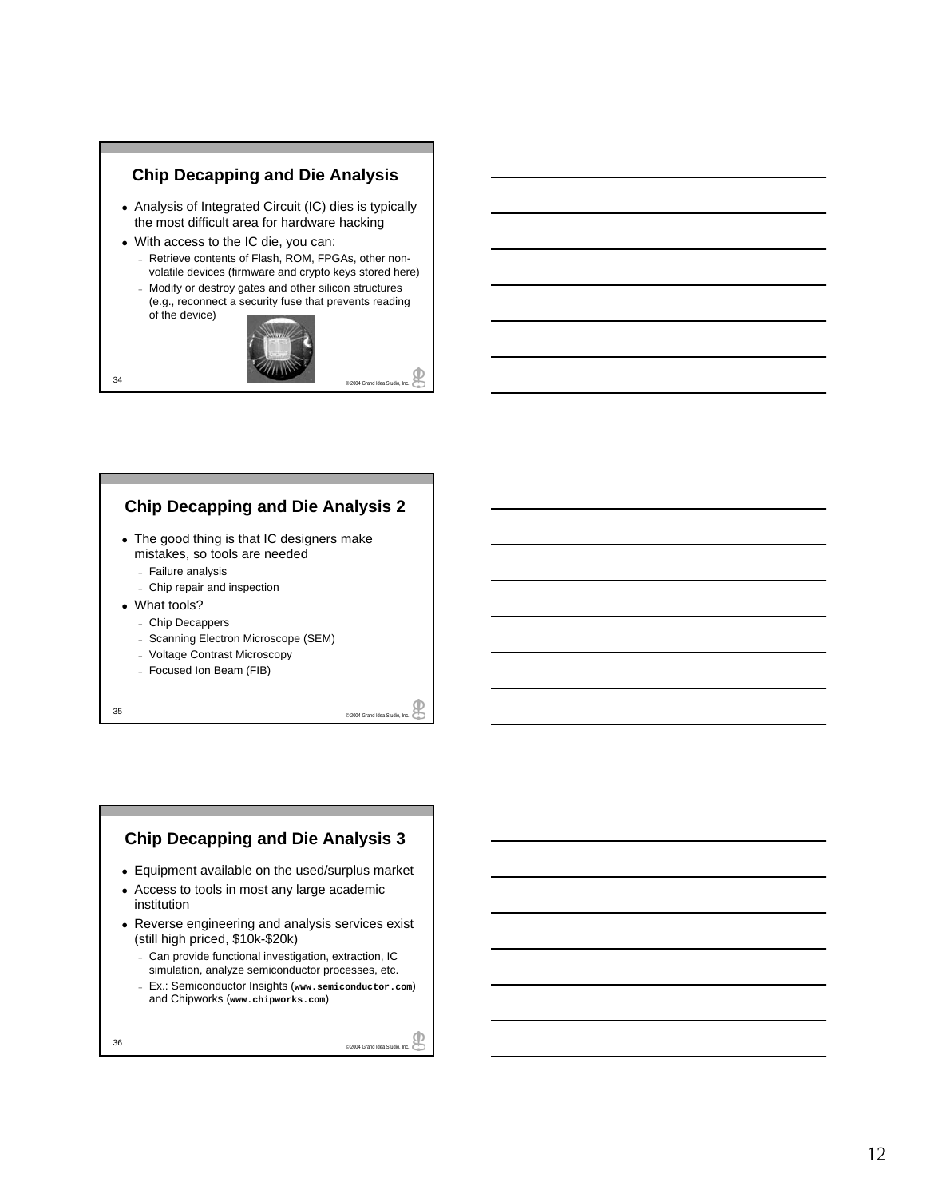## Chip Decapping and Die Analysis

- Analysis of Integrated Circuit (IC) dies is typically the most difficult area for hardware hacking
- With access to the IC die, you can:
  - Retrieve contents of Flash, ROM, FPGAs, other non-volatile devices (firmware and crypto keys stored here)
  - Modify or destroy gates and other silicon structures (e.g., reconnect a security fuse that prevents reading of the device)

## Chip Decapping and Die Analysis 2

- The good thing is that IC designers make mistakes, so tools are needed
  - Failure analysis
  - Chip repair and inspection
- What tools?
  - Chip Decappers
  - Scanning Electron Microscope (SEM)
  - Voltage Contrast Microscopy
  - Focused Ion Beam (FIB)

## Chip Decapping and Die Analysis 3

- Equipment available on the used/surplus market
- Access to tools in most any large academic institution
- Reverse engineering and analysis services exist (still high priced, $10k-$20k)
  - Can provide functional investigation, extraction, IC simulation, analyze semiconductor processes, etc.
  - Ex.: Semiconductor Insights (`www.semiconductor.com`) and Chipworks (`www.chipworks.com`)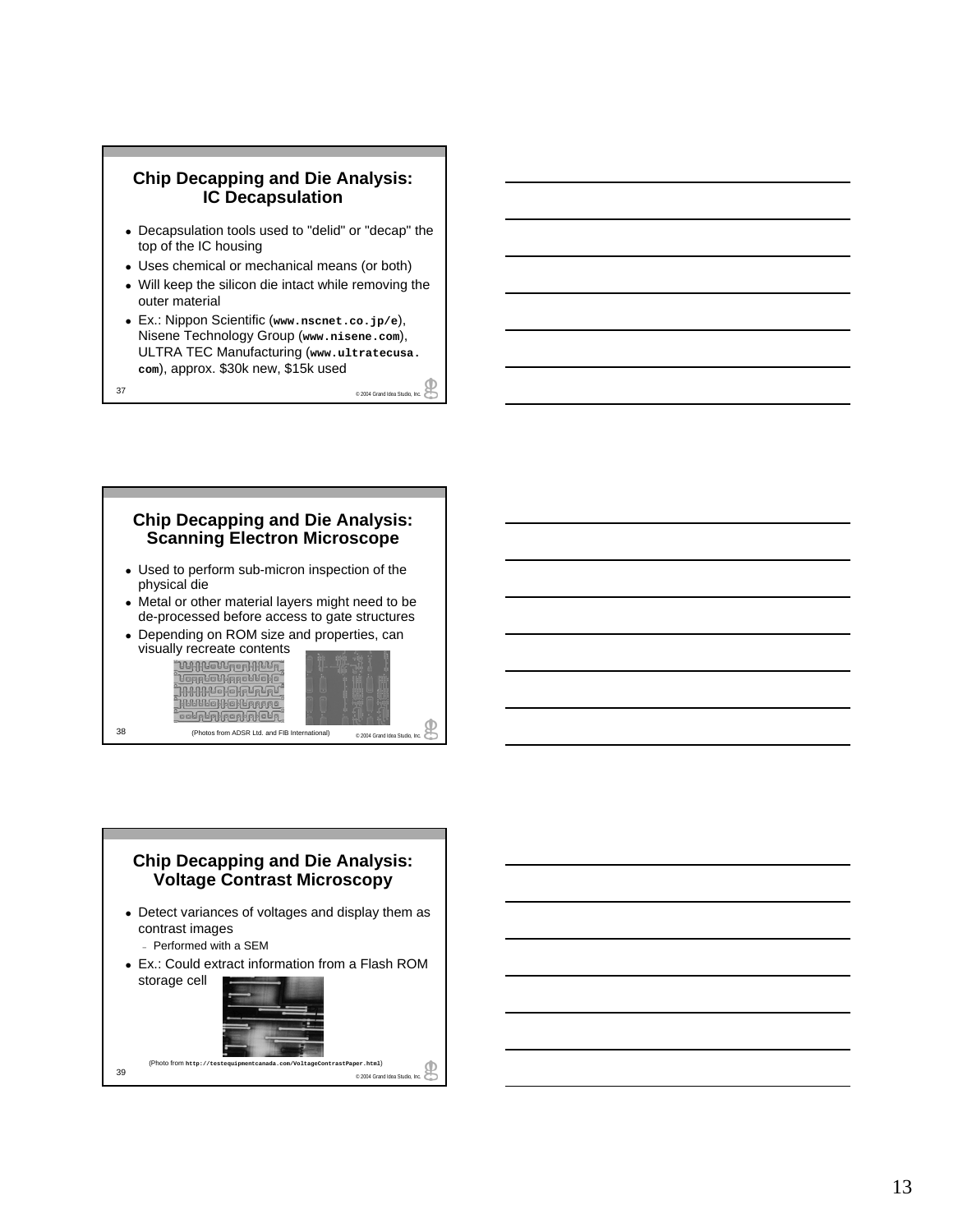## Chip Decapping and Die Analysis: IC Decapsulation

- Decapsulation tools used to "delid" or "decap" the top of the IC housing
- Uses chemical or mechanical means (or both)
- Will keep the silicon die intact while removing the outer material
- Ex.: Nippon Scientific (**www.nscnet.co.jp/e**), Nisene Technology Group (**www.nisene.com**), ULTRA TEC Manufacturing (**www.ultratecusa.com**), approx. $30k new, $15k used

© 2004 Grand Idea Studio, Inc.

## Chip Decapping and Die Analysis: Scanning Electron Microscope

- Used to perform sub-micron inspection of the physical die
- Metal or other material layers might need to be de-processed before access to gate structures
- Depending on ROM size and properties, can visually recreate contents

(Photos from ADSR Ltd. and FIB International)

© 2004 Grand Idea Studio, Inc.

## Chip Decapping and Die Analysis: Voltage Contrast Microscopy

- Detect variances of voltages and display them as contrast images
  - Performed with a SEM
- Ex.: Could extract information from a Flash ROM storage cell

(Photo from **http://testequipmentcanada.com/VoltageContrastPaper.html**)

© 2004 Grand Idea Studio, Inc.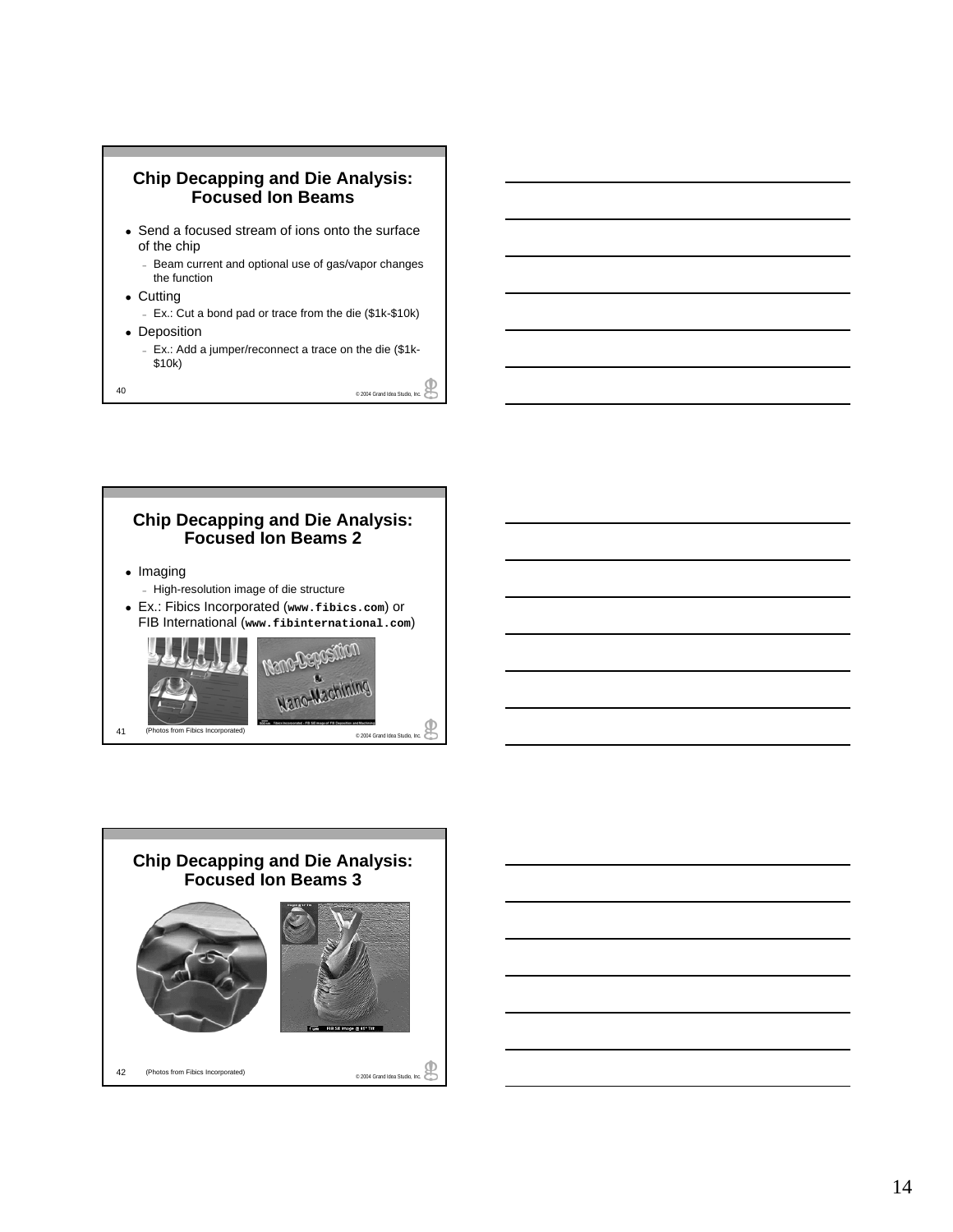## Chip Decapping and Die Analysis: Focused Ion Beams

- Send a focused stream of ions onto the surface of the chip
  - Beam current and optional use of gas/vapor changes the function
- Cutting
  - Ex.: Cut a bond pad or trace from the die ($1k-$10k)
- Deposition
  - Ex.: Add a jumper/reconnect a trace on the die ($1k-$10k)

© 2004 Grand Idea Studio, Inc.

## Chip Decapping and Die Analysis: Focused Ion Beams 2

- Imaging
  - High-resolution image of die structure
- Ex.: Fibics Incorporated (**`www.fibics.com`**) or FIB International (**`www.fibinternational.com`**)

(Photos from Fibics Incorporated)

© 2004 Grand Idea Studio, Inc.

## Chip Decapping and Die Analysis: Focused Ion Beams 3

(Photos from Fibics Incorporated)

© 2004 Grand Idea Studio, Inc.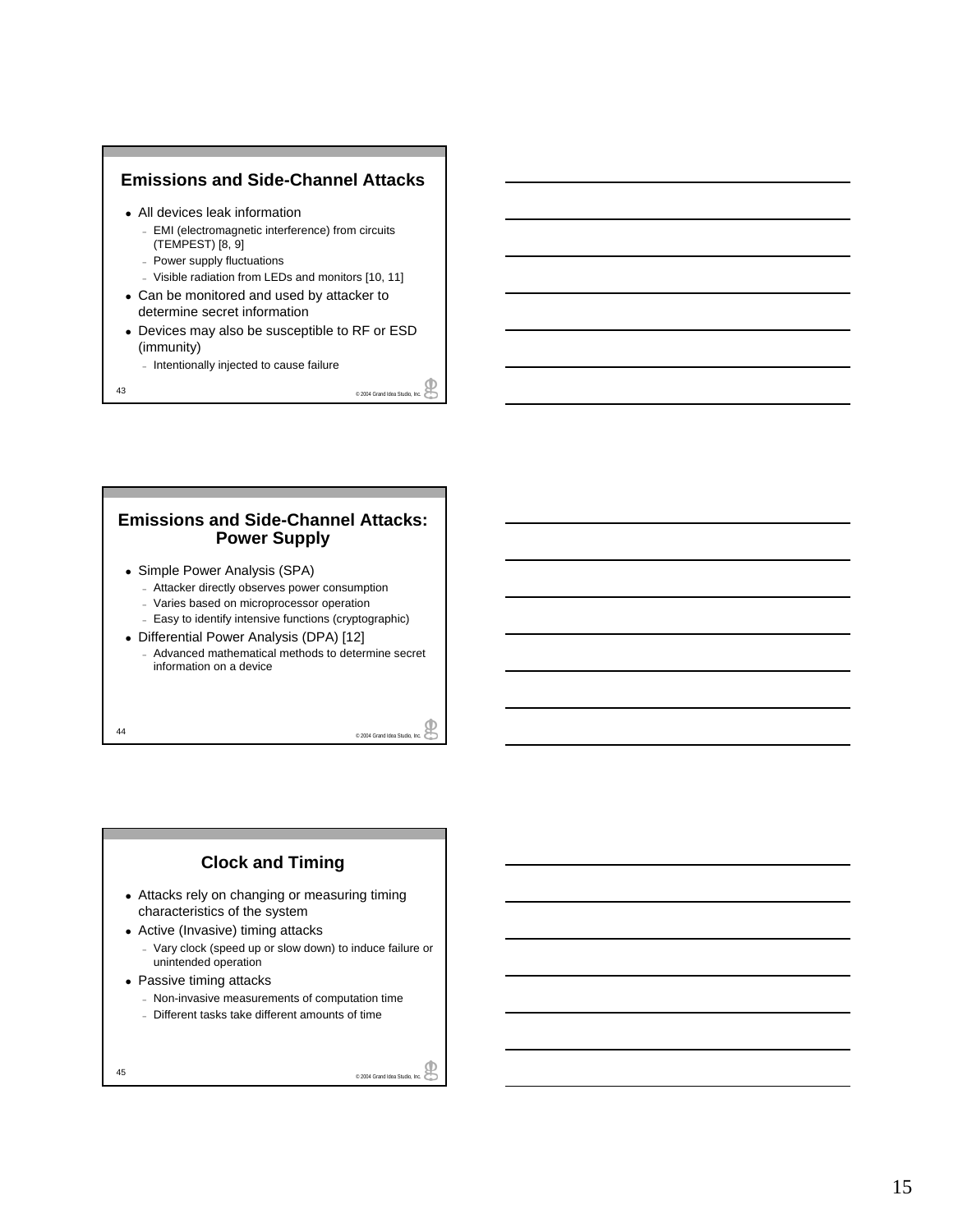## Emissions and Side-Channel Attacks

- All devices leak information
  - EMI (electromagnetic interference) from circuits (TEMPEST) [8, 9]
  - Power supply fluctuations
  - Visible radiation from LEDs and monitors [10, 11]
- Can be monitored and used by attacker to determine secret information
- Devices may also be susceptible to RF or ESD (immunity)
  - Intentionally injected to cause failure

## Emissions and Side-Channel Attacks: Power Supply

- Simple Power Analysis (SPA)
  - Attacker directly observes power consumption
  - Varies based on microprocessor operation
  - Easy to identify intensive functions (cryptographic)
- Differential Power Analysis (DPA) [12]
  - Advanced mathematical methods to determine secret information on a device

## Clock and Timing

- Attacks rely on changing or measuring timing characteristics of the system
- Active (Invasive) timing attacks
  - Vary clock (speed up or slow down) to induce failure or unintended operation
- Passive timing attacks
  - Non-invasive measurements of computation time
  - Different tasks take different amounts of time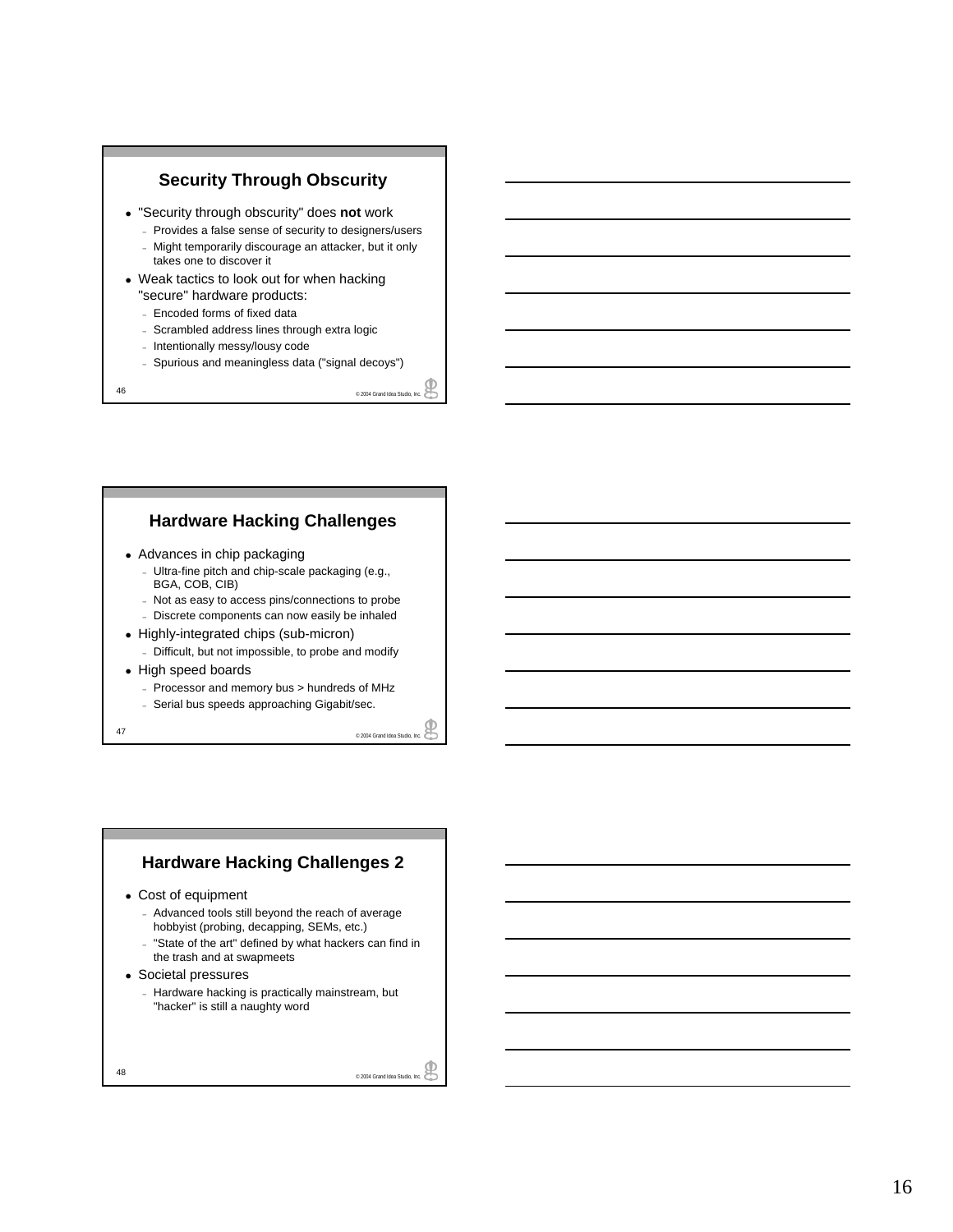## Security Through Obscurity

- "Security through obscurity" does **not** work
  - Provides a false sense of security to designers/users
  - Might temporarily discourage an attacker, but it only takes one to discover it
- Weak tactics to look out for when hacking "secure" hardware products:
  - Encoded forms of fixed data
  - Scrambled address lines through extra logic
  - Intentionally messy/lousy code
  - Spurious and meaningless data ("signal decoys")

## Hardware Hacking Challenges

- Advances in chip packaging
  - Ultra-fine pitch and chip-scale packaging (e.g., BGA, COB, CIB)
  - Not as easy to access pins/connections to probe
  - Discrete components can now easily be inhaled
- Highly-integrated chips (sub-micron)
  - Difficult, but not impossible, to probe and modify
- High speed boards
  - Processor and memory bus > hundreds of MHz
  - Serial bus speeds approaching Gigabit/sec.

## Hardware Hacking Challenges 2

- Cost of equipment
  - Advanced tools still beyond the reach of average hobbyist (probing, decapping, SEMs, etc.)
  - "State of the art" defined by what hackers can find in the trash and at swapmeets
- Societal pressures
  - Hardware hacking is practically mainstream, but "hacker" is still a naughty word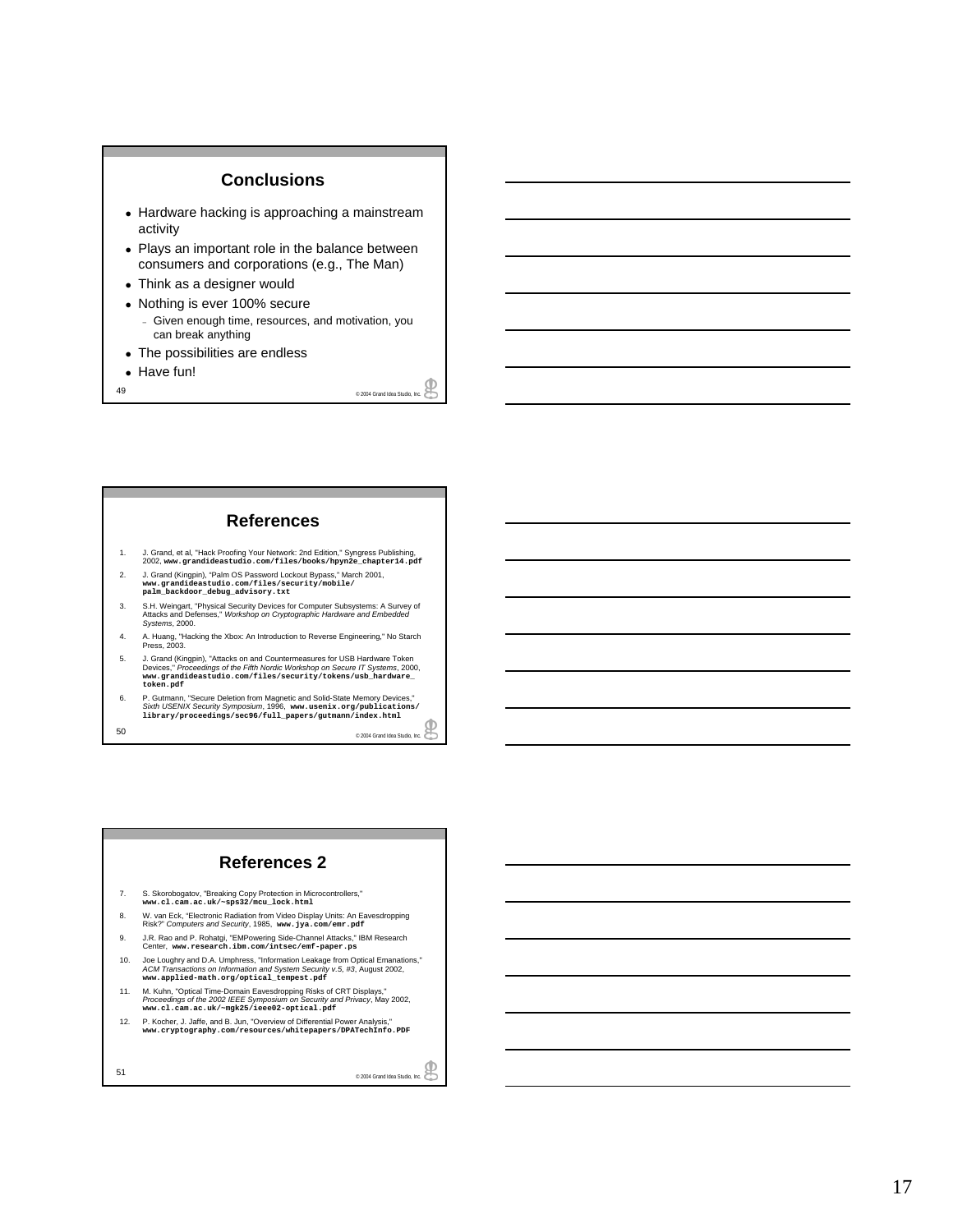## Conclusions

- Hardware hacking is approaching a mainstream activity
- Plays an important role in the balance between consumers and corporations (e.g., The Man)
- Think as a designer would
- Nothing is ever 100% secure
  - Given enough time, resources, and motivation, you can break anything
- The possibilities are endless
- Have fun!

## References

1. J. Grand, et al, "Hack Proofing Your Network: 2nd Edition," Syngress Publishing, 2002, **www.grandideastudio.com/files/books/hpyn2e_chapter14.pdf**
2. J. Grand (Kingpin), "Palm OS Password Lockout Bypass," March 2001, **www.grandideastudio.com/files/security/mobile/palm_backdoor_debug_advisory.txt**
3. S.H. Weingart, "Physical Security Devices for Computer Subsystems: A Survey of Attacks and Defenses," *Workshop on Cryptographic Hardware and Embedded Systems*, 2000.
4. A. Huang, "Hacking the Xbox: An Introduction to Reverse Engineering," No Starch Press, 2003.
5. J. Grand (Kingpin), "Attacks on and Countermeasures for USB Hardware Token Devices," *Proceedings of the Fifth Nordic Workshop on Secure IT Systems*, 2000, **www.grandideastudio.com/files/security/tokens/usb_hardware_token.pdf**
6. P. Gutmann, "Secure Deletion from Magnetic and Solid-State Memory Devices," *Sixth USENIX Security Symposium*, 1996, **www.usenix.org/publications/library/proceedings/sec96/full_papers/gutmann/index.html**

## References 2

7. S. Skorobogatov, "Breaking Copy Protection in Microcontrollers," **www.cl.cam.ac.uk/~sps32/mcu_lock.html**
8. W. van Eck, "Electronic Radiation from Video Display Units: An Eavesdropping Risk?" *Computers and Security*, 1985, **www.jya.com/emr.pdf**
9. J.R. Rao and P. Rohatgi, "EMPowering Side-Channel Attacks," IBM Research Center, **www.research.ibm.com/intsec/emf-paper.ps**
10. Joe Loughry and D.A. Umphress, "Information Leakage from Optical Emanations," *ACM Transactions on Information and System Security v.5, #3*, August 2002, **www.applied-math.org/optical_tempest.pdf**
11. M. Kuhn, "Optical Time-Domain Eavesdropping Risks of CRT Displays," *Proceedings of the 2002 IEEE Symposium on Security and Privacy*, May 2002, **www.cl.cam.ac.uk/~mgk25/ieee02-optical.pdf**
12. P. Kocher, J. Jaffe, and B. Jun, "Overview of Differential Power Analysis," **www.cryptography.com/resources/whitepapers/DPATechInfo.PDF**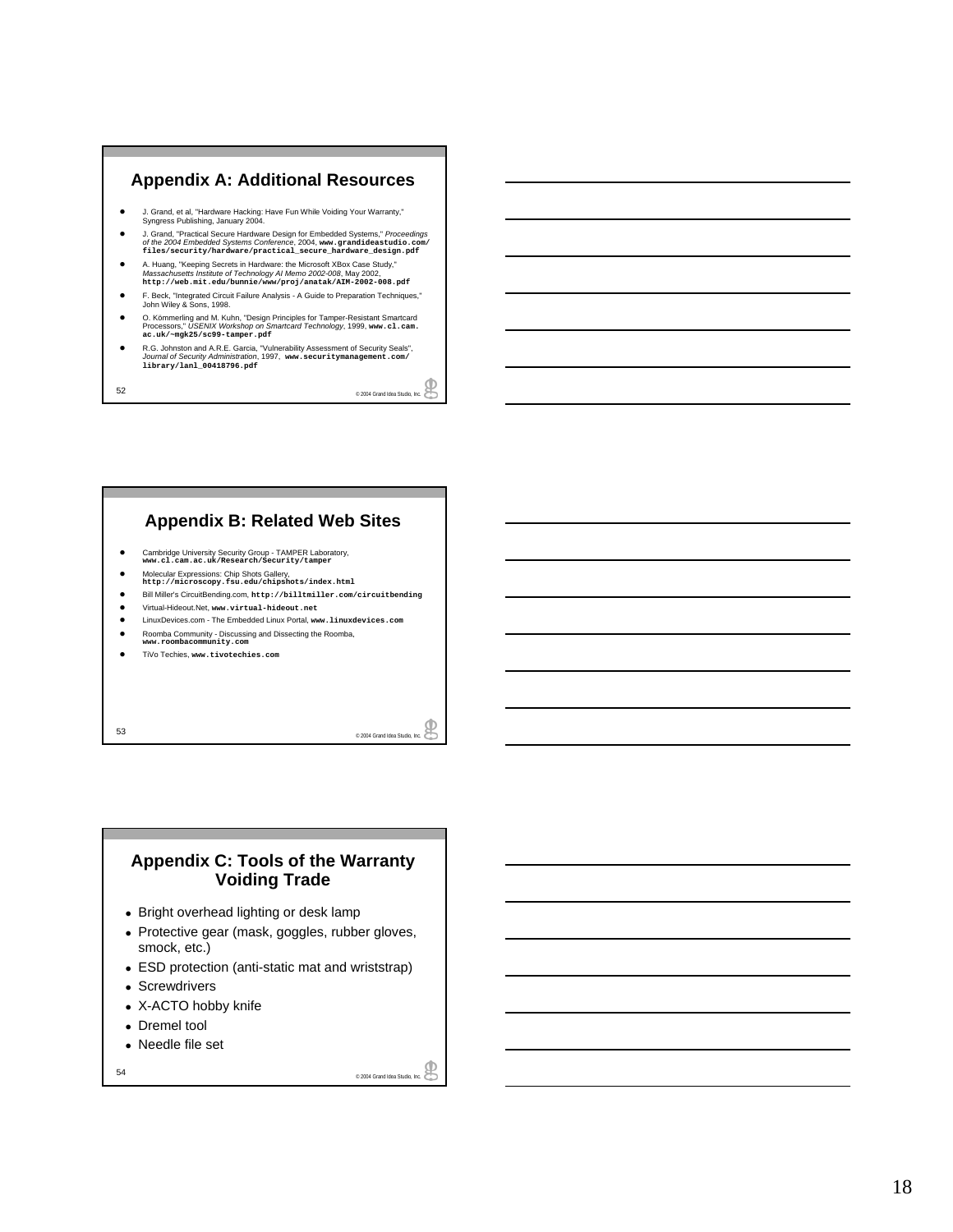## Appendix A: Additional Resources

- J. Grand, et al, "Hardware Hacking: Have Fun While Voiding Your Warranty," Syngress Publishing, January 2004.
- J. Grand, "Practical Secure Hardware Design for Embedded Systems," *Proceedings of the 2004 Embedded Systems Conference*, 2004, **www.grandideastudio.com/files/security/hardware/practical_secure_hardware_design.pdf**
- A. Huang, "Keeping Secrets in Hardware: the Microsoft XBox Case Study," *Massachusetts Institute of Technology AI Memo 2002-008*, May 2002, **http://web.mit.edu/bunnie/www/proj/anatak/AIM-2002-008.pdf**
- F. Beck, "Integrated Circuit Failure Analysis - A Guide to Preparation Techniques," John Wiley & Sons, 1998.
- O. Kömmerling and M. Kuhn, "Design Principles for Tamper-Resistant Smartcard Processors," *USENIX Workshop on Smartcard Technology*, 1999, **www.cl.cam.ac.uk/~mgk25/sc99-tamper.pdf**
- R.G. Johnston and A.R.E. Garcia, "Vulnerability Assessment of Security Seals", *Journal of Security Administration*, 1997, **www.securitymanagement.com/library/lanl_00418796.pdf**

## Appendix B: Related Web Sites

- Cambridge University Security Group - TAMPER Laboratory, **www.cl.cam.ac.uk/Research/Security/tamper**
- Molecular Expressions: Chip Shots Gallery, **http://microscopy.fsu.edu/chipshots/index.html**
- Bill Miller's CircuitBending.com, **http://billtmiller.com/circuitbending**
- Virtual-Hideout.Net, **www.virtual-hideout.net**
- LinuxDevices.com - The Embedded Linux Portal, **www.linuxdevices.com**
- Roomba Community - Discussing and Dissecting the Roomba, **www.roombacommunity.com**
- TiVo Techies, **www.tivotechies.com**

## Appendix C: Tools of the Warranty Voiding Trade

- Bright overhead lighting or desk lamp
- Protective gear (mask, goggles, rubber gloves, smock, etc.)
- ESD protection (anti-static mat and wriststrap)
- Screwdrivers
- X-ACTO hobby knife
- Dremel tool
- Needle file set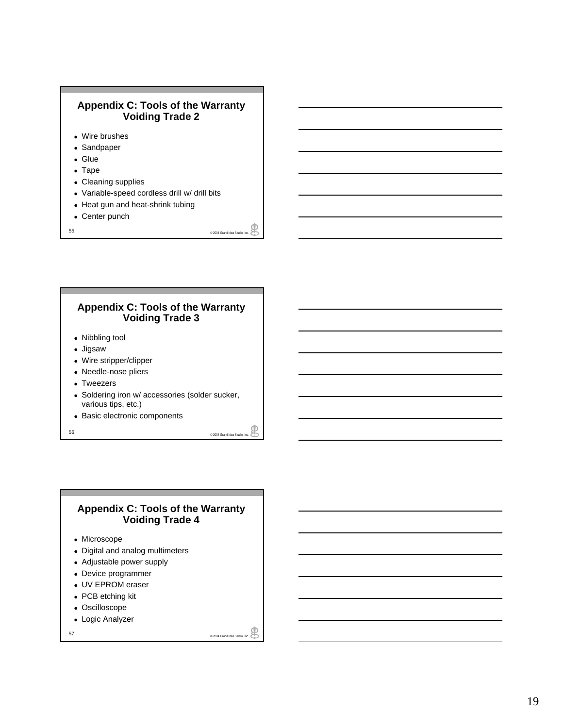## Appendix C: Tools of the Warranty Voiding Trade 2

- Wire brushes
- Sandpaper
- Glue
- Tape
- Cleaning supplies
- Variable-speed cordless drill w/ drill bits
- Heat gun and heat-shrink tubing
- Center punch

55

© 2004 Grand Idea Studio, Inc.

## Appendix C: Tools of the Warranty Voiding Trade 3

- Nibbling tool
- Jigsaw
- Wire stripper/clipper
- Needle-nose pliers
- Tweezers
- Soldering iron w/ accessories (solder sucker, various tips, etc.)
- Basic electronic components

56

© 2004 Grand Idea Studio, Inc.

## Appendix C: Tools of the Warranty Voiding Trade 4

- Microscope
- Digital and analog multimeters
- Adjustable power supply
- Device programmer
- UV EPROM eraser
- PCB etching kit
- Oscilloscope
- Logic Analyzer

57

© 2004 Grand Idea Studio, Inc.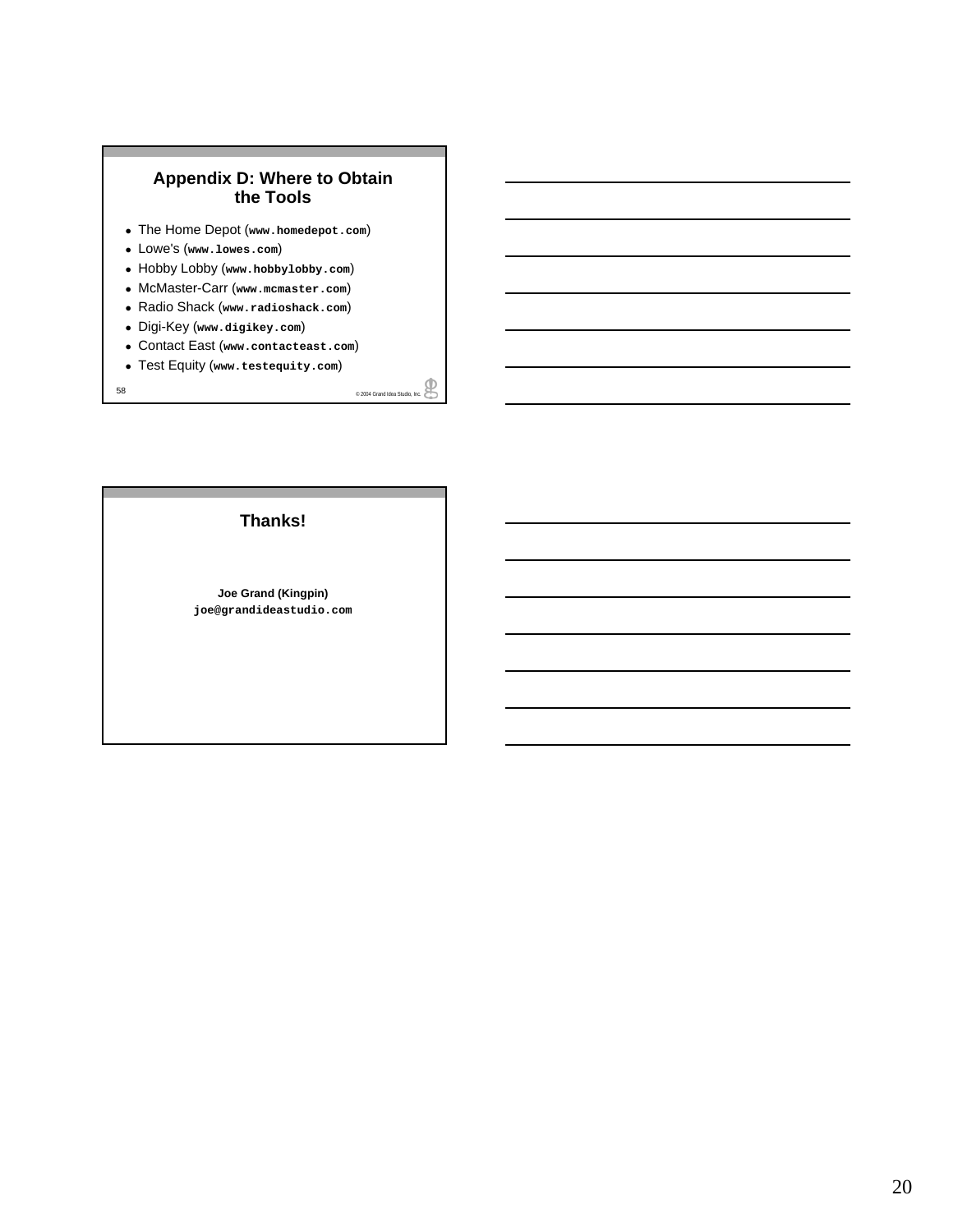## Appendix D: Where to Obtain the Tools

- The Home Depot (`www.homedepot.com`)
- Lowe's (`www.lowes.com`)
- Hobby Lobby (`www.hobbylobby.com`)
- McMaster-Carr (`www.mcmaster.com`)
- Radio Shack (`www.radioshack.com`)
- Digi-Key (`www.digikey.com`)
- Contact East (`www.contacteast.com`)
- Test Equity (`www.testequity.com`)

## Thanks!

**Joe Grand (Kingpin)**
`joe@grandideastudio.com`